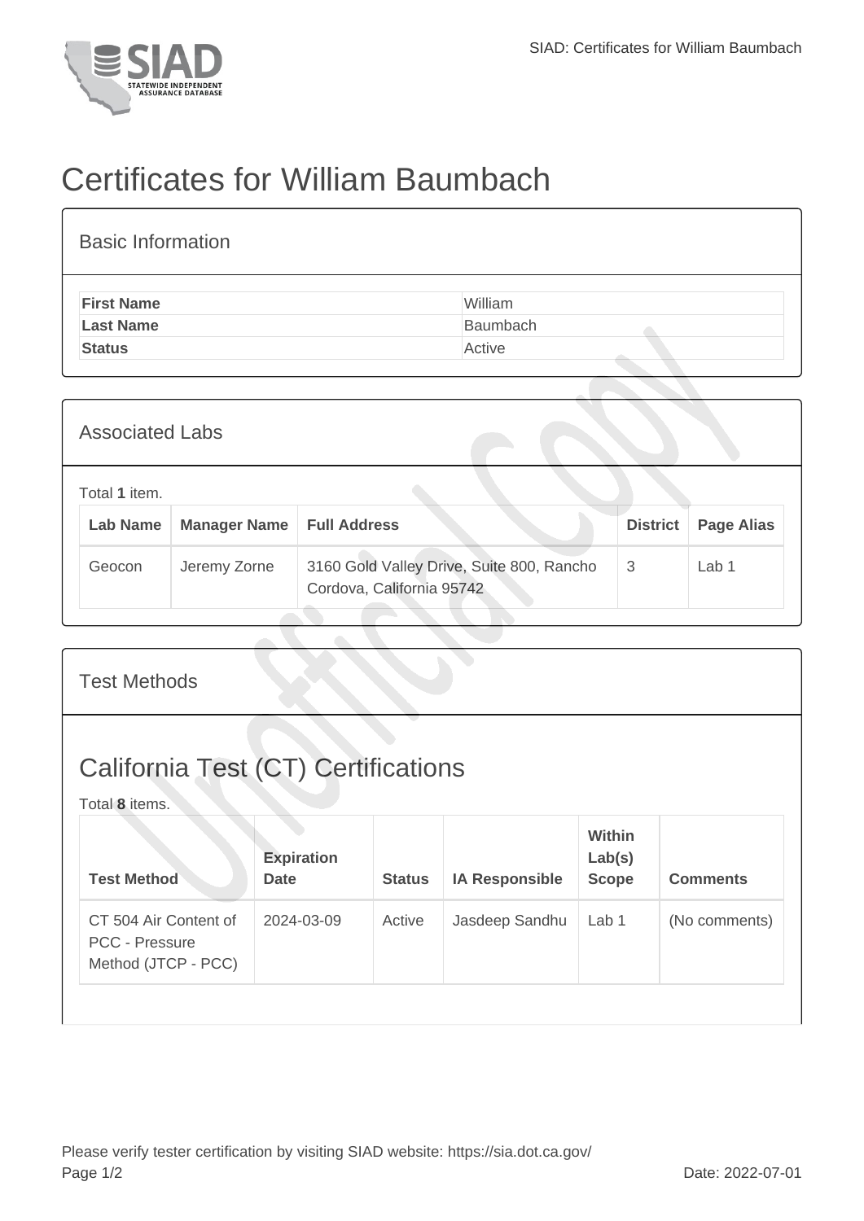# Certificates for William Baumbach

## Basic Information

| | |
|---|---|
| **First Name** | William |
| **Last Name** | Baumbach |
| **Status** | Active |

## Associated Labs

Total **1** item.

| Lab Name | Manager Name | Full Address | District | Page Alias |
|---|---|---|---|---|
| Geocon | Jeremy Zorne | 3160 Gold Valley Drive, Suite 800, Rancho Cordova, California 95742 | 3 | Lab 1 |

## Test Methods

## California Test (CT) Certifications

Total **8** items.

| Test Method | Expiration Date | Status | IA Responsible | Within Lab(s) Scope | Comments |
|---|---|---|---|---|---|
| CT 504 Air Content of PCC - Pressure Method (JTCP - PCC) | 2024-03-09 | Active | Jasdeep Sandhu | Lab 1 | (No comments) |

Please verify tester certification by visiting SIAD website: https://sia.dot.ca.gov/

Date: 2022-07-01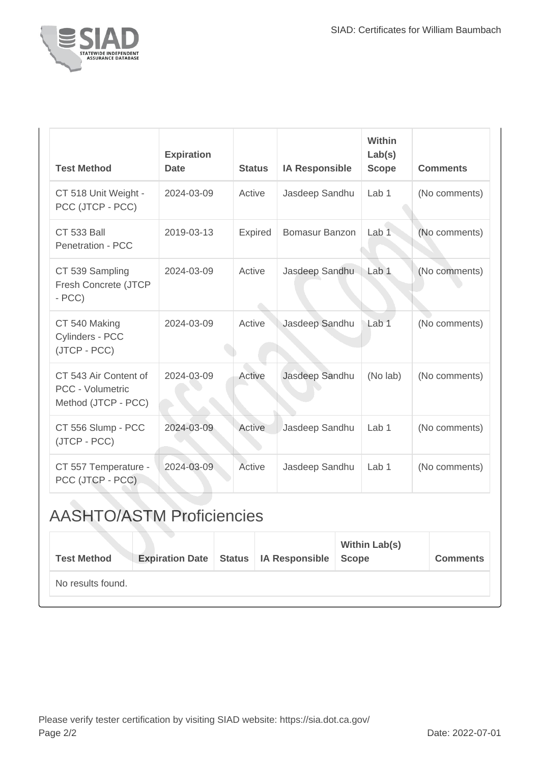| Test Method | Expiration Date | Status | IA Responsible | Within Lab(s) Scope | Comments |
| --- | --- | --- | --- | --- | --- |
| CT 518 Unit Weight - PCC (JTCP - PCC) | 2024-03-09 | Active | Jasdeep Sandhu | Lab 1 | (No comments) |
| CT 533 Ball Penetration - PCC | 2019-03-13 | Expired | Bomasur Banzon | Lab 1 | (No comments) |
| CT 539 Sampling Fresh Concrete (JTCP - PCC) | 2024-03-09 | Active | Jasdeep Sandhu | Lab 1 | (No comments) |
| CT 540 Making Cylinders - PCC (JTCP - PCC) | 2024-03-09 | Active | Jasdeep Sandhu | Lab 1 | (No comments) |
| CT 543 Air Content of PCC - Volumetric Method (JTCP - PCC) | 2024-03-09 | Active | Jasdeep Sandhu | (No lab) | (No comments) |
| CT 556 Slump - PCC (JTCP - PCC) | 2024-03-09 | Active | Jasdeep Sandhu | Lab 1 | (No comments) |
| CT 557 Temperature - PCC (JTCP - PCC) | 2024-03-09 | Active | Jasdeep Sandhu | Lab 1 | (No comments) |

## AASHTO/ASTM Proficiencies

| Test Method | Expiration Date | Status | IA Responsible | Within Lab(s) Scope | Comments |
| --- | --- | --- | --- | --- | --- |
| No results found. | | | | | |

Please verify tester certification by visiting SIAD website: https://sia.dot.ca.gov/

Date: 2022-07-01